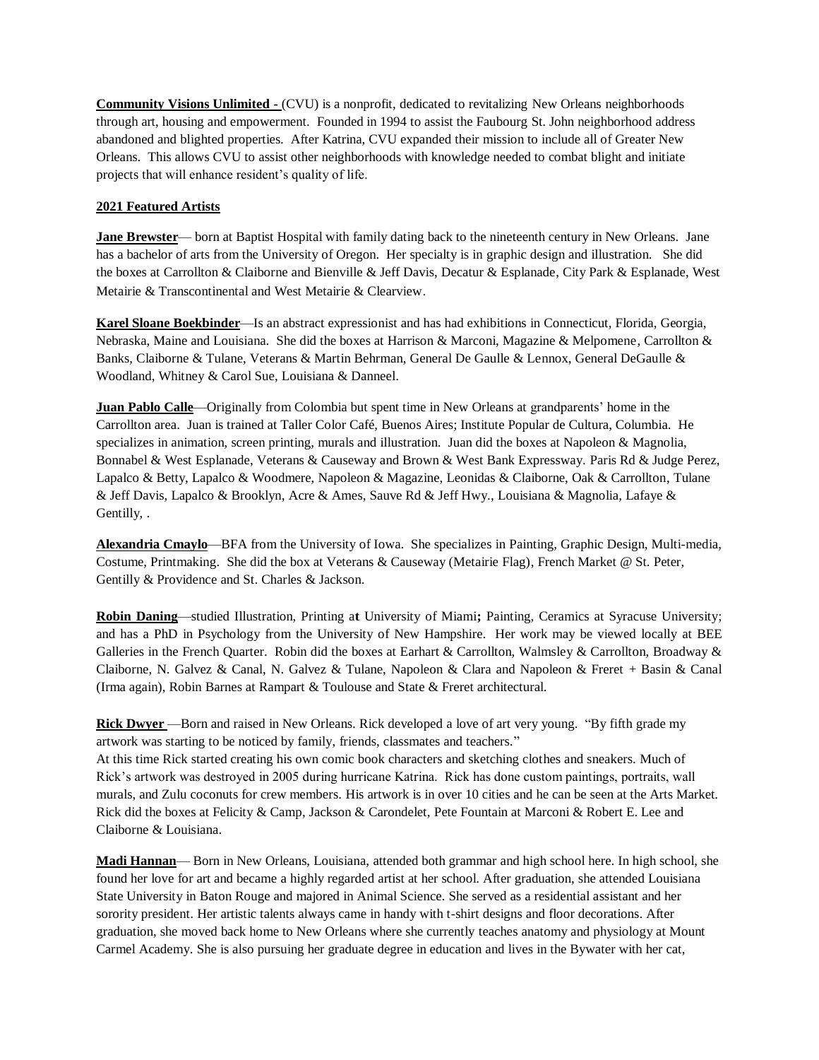**Community Visions Unlimited -** (CVU) is a nonprofit, dedicated to revitalizing New Orleans neighborhoods through art, housing and empowerment. Founded in 1994 to assist the Faubourg St. John neighborhood address abandoned and blighted properties. After Katrina, CVU expanded their mission to include all of Greater New Orleans. This allows CVU to assist other neighborhoods with knowledge needed to combat blight and initiate projects that will enhance resident's quality of life.

**2021 Featured Artists**

**Jane Brewster**— born at Baptist Hospital with family dating back to the nineteenth century in New Orleans. Jane has a bachelor of arts from the University of Oregon. Her specialty is in graphic design and illustration. She did the boxes at Carrollton & Claiborne and Bienville & Jeff Davis, Decatur & Esplanade, City Park & Esplanade, West Metairie & Transcontinental and West Metairie & Clearview.

**Karel Sloane Boekbinder**—Is an abstract expressionist and has had exhibitions in Connecticut, Florida, Georgia, Nebraska, Maine and Louisiana. She did the boxes at Harrison & Marconi, Magazine & Melpomene, Carrollton & Banks, Claiborne & Tulane, Veterans & Martin Behrman, General De Gaulle & Lennox, General DeGaulle & Woodland, Whitney & Carol Sue, Louisiana & Danneel.

**Juan Pablo Calle**—Originally from Colombia but spent time in New Orleans at grandparents' home in the Carrollton area. Juan is trained at Taller Color Café, Buenos Aires; Institute Popular de Cultura, Columbia. He specializes in animation, screen printing, murals and illustration. Juan did the boxes at Napoleon & Magnolia, Bonnabel & West Esplanade, Veterans & Causeway and Brown & West Bank Expressway. Paris Rd & Judge Perez, Lapalco & Betty, Lapalco & Woodmere, Napoleon & Magazine, Leonidas & Claiborne, Oak & Carrollton, Tulane & Jeff Davis, Lapalco & Brooklyn, Acre & Ames, Sauve Rd & Jeff Hwy., Louisiana & Magnolia, Lafaye & Gentilly, .

**Alexandria Cmaylo**—BFA from the University of Iowa. She specializes in Painting, Graphic Design, Multi-media, Costume, Printmaking. She did the box at Veterans & Causeway (Metairie Flag), French Market @ St. Peter, Gentilly & Providence and St. Charles & Jackson.

**Robin Daning**—studied Illustration, Printing at University of Miami; Painting, Ceramics at Syracuse University; and has a PhD in Psychology from the University of New Hampshire. Her work may be viewed locally at BEE Galleries in the French Quarter. Robin did the boxes at Earhart & Carrollton, Walmsley & Carrollton, Broadway & Claiborne, N. Galvez & Canal, N. Galvez & Tulane, Napoleon & Clara and Napoleon & Freret + Basin & Canal (Irma again), Robin Barnes at Rampart & Toulouse and State & Freret architectural.

**Rick Dwyer** —Born and raised in New Orleans. Rick developed a love of art very young. "By fifth grade my artwork was starting to be noticed by family, friends, classmates and teachers."
At this time Rick started creating his own comic book characters and sketching clothes and sneakers. Much of Rick's artwork was destroyed in 2005 during hurricane Katrina. Rick has done custom paintings, portraits, wall murals, and Zulu coconuts for crew members. His artwork is in over 10 cities and he can be seen at the Arts Market. Rick did the boxes at Felicity & Camp, Jackson & Carondelet, Pete Fountain at Marconi & Robert E. Lee and Claiborne & Louisiana.

**Madi Hannan**— Born in New Orleans, Louisiana, attended both grammar and high school here. In high school, she found her love for art and became a highly regarded artist at her school. After graduation, she attended Louisiana State University in Baton Rouge and majored in Animal Science. She served as a residential assistant and her sorority president. Her artistic talents always came in handy with t-shirt designs and floor decorations. After graduation, she moved back home to New Orleans where she currently teaches anatomy and physiology at Mount Carmel Academy. She is also pursuing her graduate degree in education and lives in the Bywater with her cat,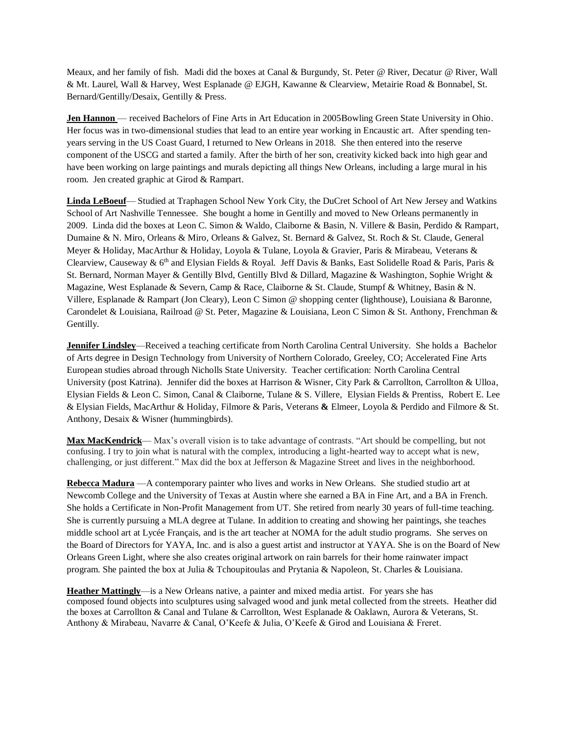Meaux, and her family of fish. Madi did the boxes at Canal & Burgundy, St. Peter @ River, Decatur @ River, Wall & Mt. Laurel, Wall & Harvey, West Esplanade @ EJGH, Kawanne & Clearview, Metairie Road & Bonnabel, St. Bernard/Gentilly/Desaix, Gentilly & Press.

**Jen Hannon** — received Bachelors of Fine Arts in Art Education in 2005Bowling Green State University in Ohio. Her focus was in two-dimensional studies that lead to an entire year working in Encaustic art. After spending ten-years serving in the US Coast Guard, I returned to New Orleans in 2018. She then entered into the reserve component of the USCG and started a family. After the birth of her son, creativity kicked back into high gear and have been working on large paintings and murals depicting all things New Orleans, including a large mural in his room. Jen created graphic at Girod & Rampart.

**Linda LeBoeuf**— Studied at Traphagen School New York City, the DuCret School of Art New Jersey and Watkins School of Art Nashville Tennessee. She bought a home in Gentilly and moved to New Orleans permanently in 2009. Linda did the boxes at Leon C. Simon & Waldo, Claiborne & Basin, N. Villere & Basin, Perdido & Rampart, Dumaine & N. Miro, Orleans & Miro, Orleans & Galvez, St. Bernard & Galvez, St. Roch & St. Claude, General Meyer & Holiday, MacArthur & Holiday, Loyola & Tulane, Loyola & Gravier, Paris & Mirabeau, Veterans & Clearview, Causeway & 6th and Elysian Fields & Royal. Jeff Davis & Banks, East Solidelle Road & Paris, Paris & St. Bernard, Norman Mayer & Gentilly Blvd, Gentilly Blvd & Dillard, Magazine & Washington, Sophie Wright & Magazine, West Esplanade & Severn, Camp & Race, Claiborne & St. Claude, Stumpf & Whitney, Basin & N. Villere, Esplanade & Rampart (Jon Cleary), Leon C Simon @ shopping center (lighthouse), Louisiana & Baronne, Carondelet & Louisiana, Railroad @ St. Peter, Magazine & Louisiana, Leon C Simon & St. Anthony, Frenchman & Gentilly.

**Jennifer Lindsley**—Received a teaching certificate from North Carolina Central University. She holds a Bachelor of Arts degree in Design Technology from University of Northern Colorado, Greeley, CO; Accelerated Fine Arts European studies abroad through Nicholls State University. Teacher certification: North Carolina Central University (post Katrina). Jennifer did the boxes at Harrison & Wisner, City Park & Carrollton, Carrollton & Ulloa, Elysian Fields & Leon C. Simon, Canal & Claiborne, Tulane & S. Villere, Elysian Fields & Prentiss, Robert E. Lee & Elysian Fields, MacArthur & Holiday, Filmore & Paris, Veterans **&** Elmeer, Loyola & Perdido and Filmore & St. Anthony, Desaix & Wisner (hummingbirds).

**Max MacKendrick**— Max's overall vision is to take advantage of contrasts. "Art should be compelling, but not confusing. I try to join what is natural with the complex, introducing a light-hearted way to accept what is new, challenging, or just different." Max did the box at Jefferson & Magazine Street and lives in the neighborhood.

**Rebecca Madura** —A contemporary painter who lives and works in New Orleans. She studied studio art at Newcomb College and the University of Texas at Austin where she earned a BA in Fine Art, and a BA in French. She holds a Certificate in Non-Profit Management from UT. She retired from nearly 30 years of full-time teaching. She is currently pursuing a MLA degree at Tulane. In addition to creating and showing her paintings, she teaches middle school art at Lycée Français, and is the art teacher at NOMA for the adult studio programs. She serves on the Board of Directors for YAYA, Inc. and is also a guest artist and instructor at YAYA. She is on the Board of New Orleans Green Light, where she also creates original artwork on rain barrels for their home rainwater impact program. She painted the box at Julia & Tchoupitoulas and Prytania & Napoleon, St. Charles & Louisiana.

**Heather Mattingly**—is a New Orleans native, a painter and mixed media artist. For years she has composed found objects into sculptures using salvaged wood and junk metal collected from the streets. Heather did the boxes at Carrollton & Canal and Tulane & Carrollton, West Esplanade & Oaklawn, Aurora & Veterans, St. Anthony & Mirabeau, Navarre & Canal, O'Keefe & Julia, O'Keefe & Girod and Louisiana & Freret.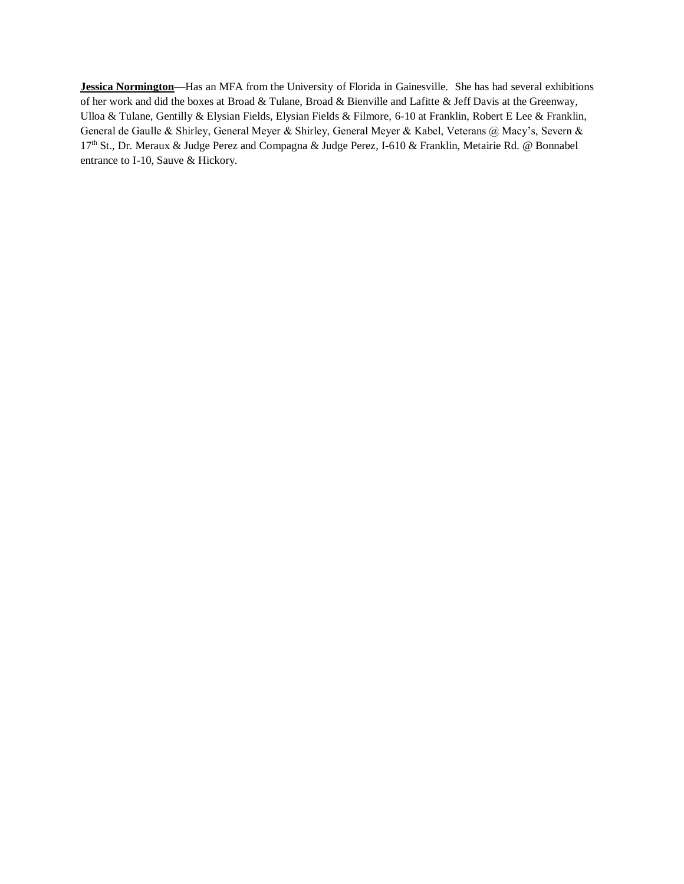**Jessica Normington**—Has an MFA from the University of Florida in Gainesville. She has had several exhibitions of her work and did the boxes at Broad & Tulane, Broad & Bienville and Lafitte & Jeff Davis at the Greenway, Ulloa & Tulane, Gentilly & Elysian Fields, Elysian Fields & Filmore, 6-10 at Franklin, Robert E Lee & Franklin, General de Gaulle & Shirley, General Meyer & Shirley, General Meyer & Kabel, Veterans @ Macy's, Severn & 17th St., Dr. Meraux & Judge Perez and Compagna & Judge Perez, I-610 & Franklin, Metairie Rd. @ Bonnabel entrance to I-10, Sauve & Hickory.